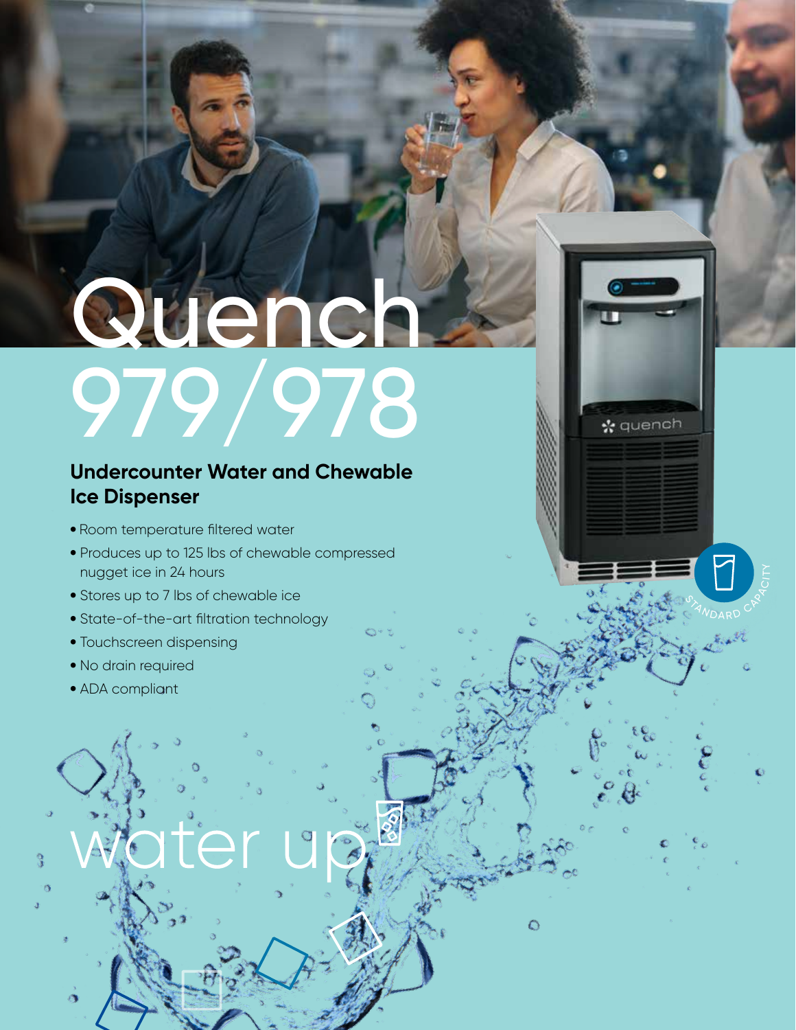# Quench 979/978

## Undercounter Water and Chewable Ice Dispenser

- Room temperature filtered water
- Produces up to 125 lbs of chewable compressed nugget ice in 24 hours
- Stores up to 7 lbs of chewable ice
- State-of-the-art filtration technology
- Touchscreen dispensing
- No drain required
- ADA compliant

STANDARD CAPACITY

water up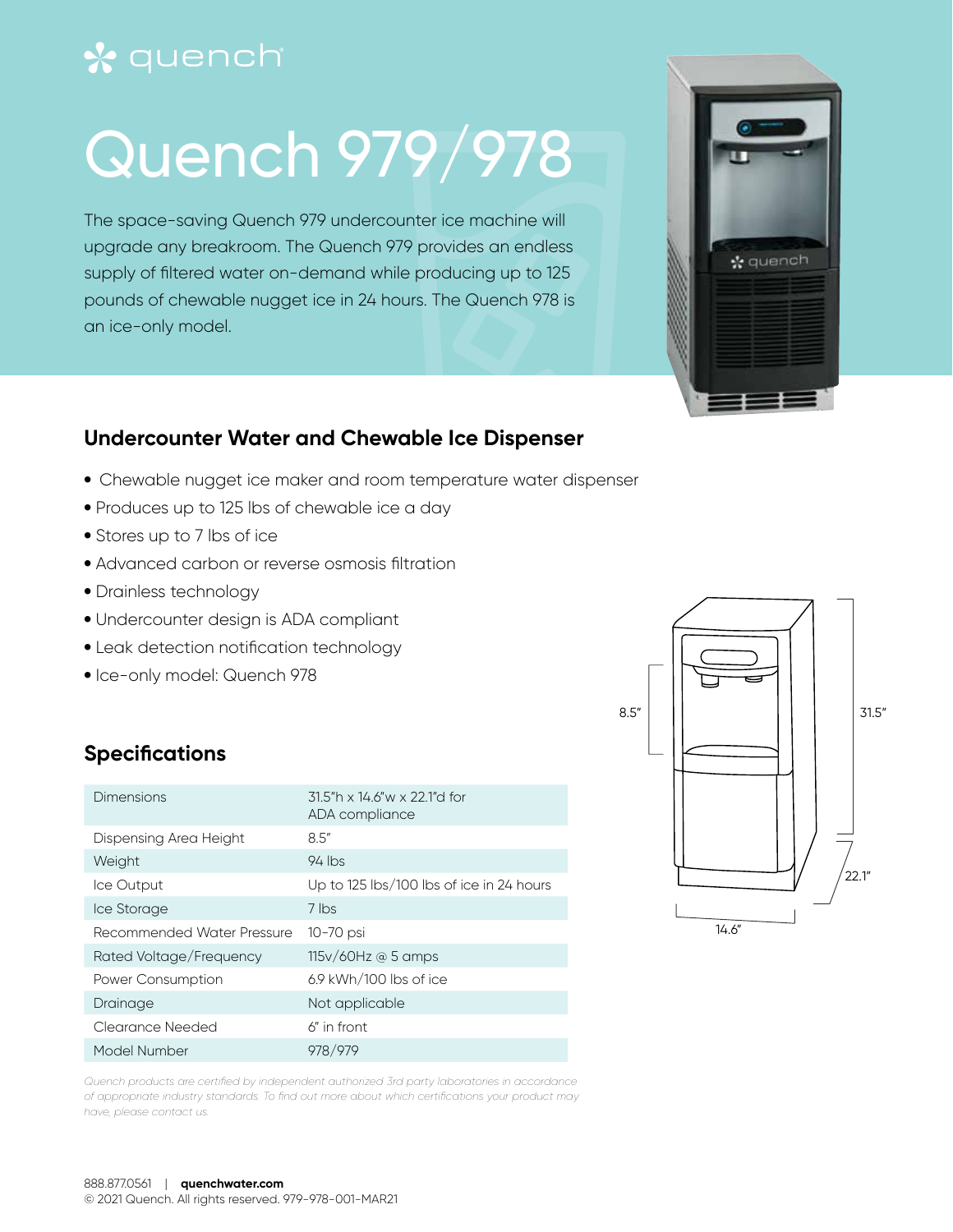quench

# Quench 979/978

The space-saving Quench 979 undercounter ice machine will upgrade any breakroom. The Quench 979 provides an endless supply of filtered water on-demand while producing up to 125 pounds of chewable nugget ice in 24 hours. The Quench 978 is an ice-only model.

## Undercounter Water and Chewable Ice Dispenser

- Chewable nugget ice maker and room temperature water dispenser
- Produces up to 125 lbs of chewable ice a day
- Stores up to 7 lbs of ice
- Advanced carbon or reverse osmosis filtration
- Drainless technology
- Undercounter design is ADA compliant
- Leak detection notification technology
- Ice-only model: Quench 978

8.5"
31.5"
22.1"
14.6"

## Specifications

| | |
|---|---|
| Dimensions | 31.5"h x 14.6"w x 22.1"d for ADA compliance |
| Dispensing Area Height | 8.5" |
| Weight | 94 lbs |
| Ice Output | Up to 125 lbs/100 lbs of ice in 24 hours |
| Ice Storage | 7 lbs |
| Recommended Water Pressure | 10-70 psi |
| Rated Voltage/Frequency | 115v/60Hz @ 5 amps |
| Power Consumption | 6.9 kWh/100 lbs of ice |
| Drainage | Not applicable |
| Clearance Needed | 6" in front |
| Model Number | 978/979 |

*Quench products are certified by independent authorized 3rd party laboratories in accordance of appropriate industry standards. To find out more about which certifications your product may have, please contact us.*

888.877.0561 | **quenchwater.com**
© 2021 Quench. All rights reserved. 979-978-001-MAR21